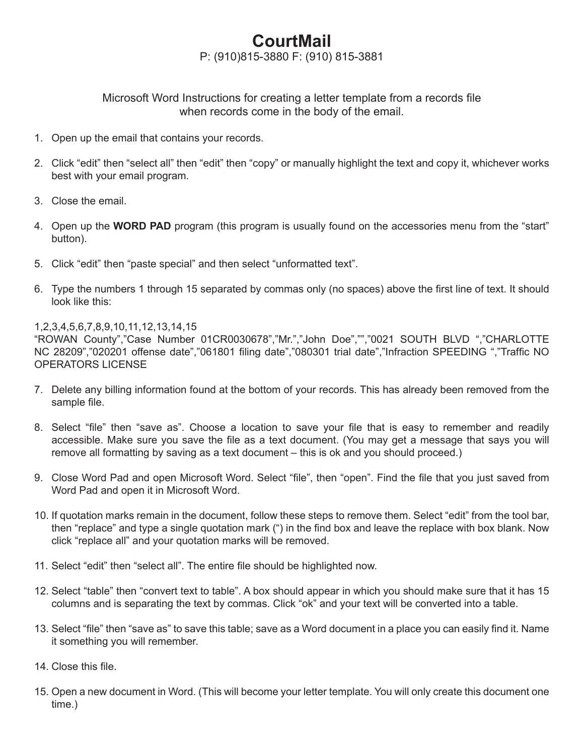# CourtMail

P: (910)815-3880 F: (910) 815-3881

Microsoft Word Instructions for creating a letter template from a records file when records come in the body of the email.

1. Open up the email that contains your records.

2. Click “edit” then “select all” then “edit” then “copy” or manually highlight the text and copy it, whichever works best with your email program.

3. Close the email.

4. Open up the **WORD PAD** program (this program is usually found on the accessories menu from the “start” button).

5. Click “edit” then “paste special” and then select “unformatted text”.

6. Type the numbers 1 through 15 separated by commas only (no spaces) above the first line of text. It should look like this:

1,2,3,4,5,6,7,8,9,10,11,12,13,14,15
“ROWAN County”,”Case Number 01CR0030678”,”Mr.”,”John Doe”,””,”0021 SOUTH BLVD “,”CHARLOTTE NC 28209”,”020201 offense date”,”061801 filing date”,”080301 trial date”,”Infraction SPEEDING “,”Traffic NO OPERATORS LICENSE

7. Delete any billing information found at the bottom of your records. This has already been removed from the sample file.

8. Select “file” then “save as”. Choose a location to save your file that is easy to remember and readily accessible. Make sure you save the file as a text document. (You may get a message that says you will remove all formatting by saving as a text document – this is ok and you should proceed.)

9. Close Word Pad and open Microsoft Word. Select “file”, then “open”. Find the file that you just saved from Word Pad and open it in Microsoft Word.

10. If quotation marks remain in the document, follow these steps to remove them. Select “edit” from the tool bar, then “replace” and type a single quotation mark (“) in the find box and leave the replace with box blank. Now click “replace all” and your quotation marks will be removed.

11. Select “edit” then “select all”. The entire file should be highlighted now.

12. Select “table” then “convert text to table”. A box should appear in which you should make sure that it has 15 columns and is separating the text by commas. Click “ok” and your text will be converted into a table.

13. Select “file” then “save as” to save this table; save as a Word document in a place you can easily find it. Name it something you will remember.

14. Close this file.

15. Open a new document in Word. (This will become your letter template. You will only create this document one time.)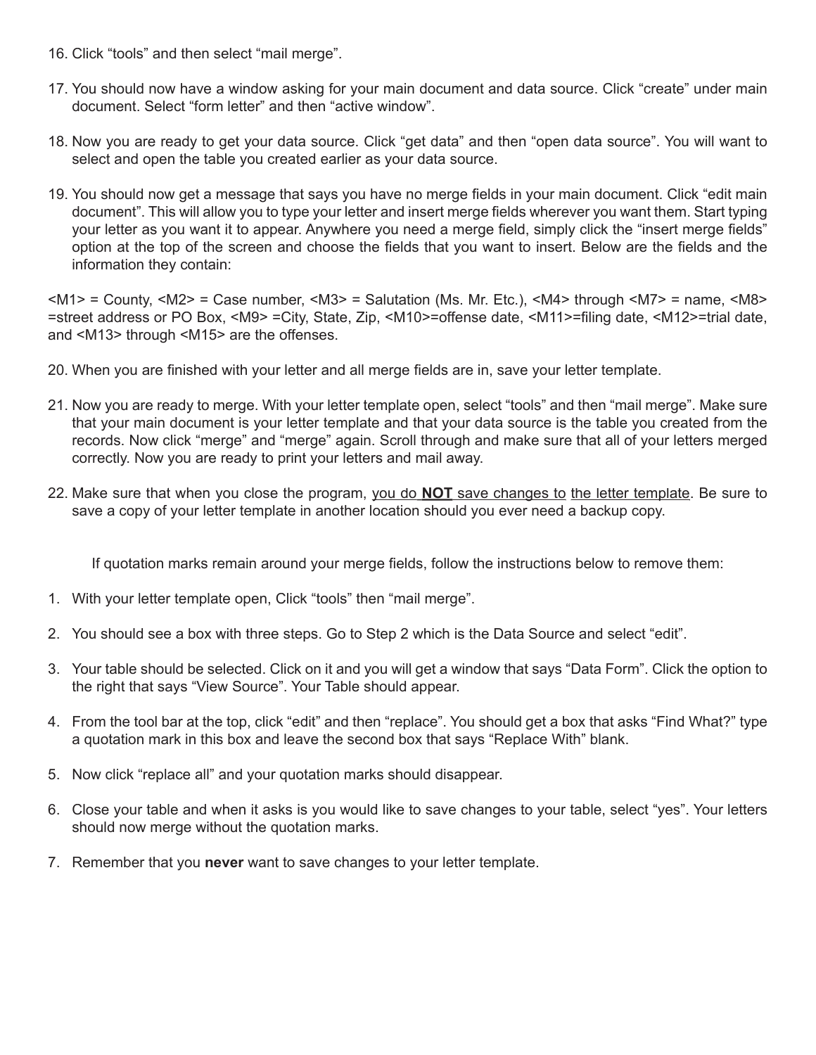16. Click “tools” and then select “mail merge”.

17. You should now have a window asking for your main document and data source. Click “create” under main document. Select “form letter” and then “active window”.

18. Now you are ready to get your data source. Click “get data” and then “open data source”. You will want to select and open the table you created earlier as your data source.

19. You should now get a message that says you have no merge fields in your main document. Click “edit main document”. This will allow you to type your letter and insert merge fields wherever you want them. Start typing your letter as you want it to appear. Anywhere you need a merge field, simply click the “insert merge fields” option at the top of the screen and choose the fields that you want to insert. Below are the fields and the information they contain:

<M1> = County, <M2> = Case number, <M3> = Salutation (Ms. Mr. Etc.), <M4> through <M7> = name, <M8> =street address or PO Box, <M9> =City, State, Zip, <M10>=offense date, <M11>=filing date, <M12>=trial date, and <M13> through <M15> are the offenses.

20. When you are finished with your letter and all merge fields are in, save your letter template.

21. Now you are ready to merge. With your letter template open, select “tools” and then “mail merge”. Make sure that your main document is your letter template and that your data source is the table you created from the records. Now click “merge” and “merge” again. Scroll through and make sure that all of your letters merged correctly. Now you are ready to print your letters and mail away.

22. Make sure that when you close the program, you do **NOT** save changes to the letter template. Be sure to save a copy of your letter template in another location should you ever need a backup copy.

If quotation marks remain around your merge fields, follow the instructions below to remove them:

1. With your letter template open, Click “tools” then “mail merge”.

2. You should see a box with three steps. Go to Step 2 which is the Data Source and select “edit”.

3. Your table should be selected. Click on it and you will get a window that says “Data Form”. Click the option to the right that says “View Source”. Your Table should appear.

4. From the tool bar at the top, click “edit” and then “replace”. You should get a box that asks “Find What?” type a quotation mark in this box and leave the second box that says “Replace With” blank.

5. Now click “replace all” and your quotation marks should disappear.

6. Close your table and when it asks is you would like to save changes to your table, select “yes”. Your letters should now merge without the quotation marks.

7. Remember that you **never** want to save changes to your letter template.